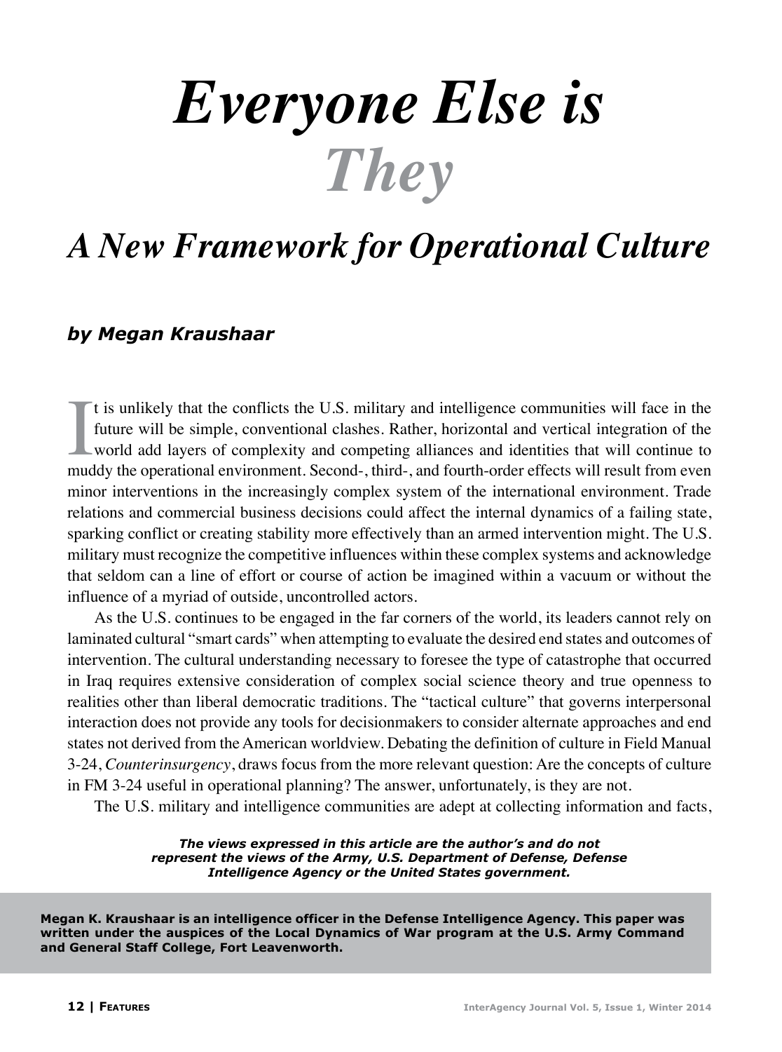# *Everyone Else is They*

## *A New Framework for Operational Culture*

***by Megan Kraushaar***

It is unlikely that the conflicts the U.S. military and intelligence communities will face in the future will be simple, conventional clashes. Rather, horizontal and vertical integration of the world add layers of complexity and competing alliances and identities that will continue to muddy the operational environment. Second-, third-, and fourth-order effects will result from even minor interventions in the increasingly complex system of the international environment. Trade relations and commercial business decisions could affect the internal dynamics of a failing state, sparking conflict or creating stability more effectively than an armed intervention might. The U.S. military must recognize the competitive influences within these complex systems and acknowledge that seldom can a line of effort or course of action be imagined within a vacuum or without the influence of a myriad of outside, uncontrolled actors.

As the U.S. continues to be engaged in the far corners of the world, its leaders cannot rely on laminated cultural "smart cards" when attempting to evaluate the desired end states and outcomes of intervention. The cultural understanding necessary to foresee the type of catastrophe that occurred in Iraq requires extensive consideration of complex social science theory and true openness to realities other than liberal democratic traditions. The "tactical culture" that governs interpersonal interaction does not provide any tools for decisionmakers to consider alternate approaches and end states not derived from the American worldview. Debating the definition of culture in Field Manual 3-24, *Counterinsurgency*, draws focus from the more relevant question: Are the concepts of culture in FM 3-24 useful in operational planning? The answer, unfortunately, is they are not.

The U.S. military and intelligence communities are adept at collecting information and facts,

***The views expressed in this article are the author's and do not represent the views of the Army, U.S. Department of Defense, Defense Intelligence Agency or the United States government.***

**Megan K. Kraushaar is an intelligence officer in the Defense Intelligence Agency. This paper was written under the auspices of the Local Dynamics of War program at the U.S. Army Command and General Staff College, Fort Leavenworth.**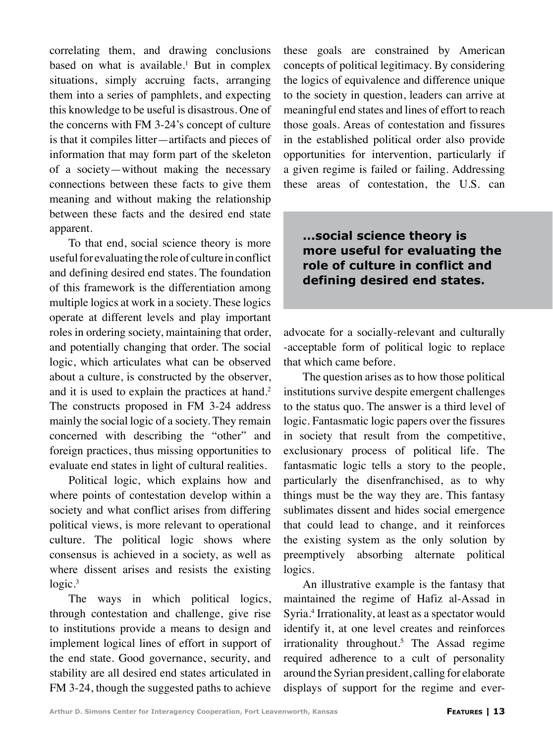correlating them, and drawing conclusions based on what is available.[1] But in complex situations, simply accruing facts, arranging them into a series of pamphlets, and expecting this knowledge to be useful is disastrous. One of the concerns with FM 3-24's concept of culture is that it compiles litter—artifacts and pieces of information that may form part of the skeleton of a society—without making the necessary connections between these facts to give them meaning and without making the relationship between these facts and the desired end state apparent.

To that end, social science theory is more useful for evaluating the role of culture in conflict and defining desired end states. The foundation of this framework is the differentiation among multiple logics at work in a society. These logics operate at different levels and play important roles in ordering society, maintaining that order, and potentially changing that order. The social logic, which articulates what can be observed about a culture, is constructed by the observer, and it is used to explain the practices at hand.[2] The constructs proposed in FM 3-24 address mainly the social logic of a society. They remain concerned with describing the "other" and foreign practices, thus missing opportunities to evaluate end states in light of cultural realities.

Political logic, which explains how and where points of contestation develop within a society and what conflict arises from differing political views, is more relevant to operational culture. The political logic shows where consensus is achieved in a society, as well as where dissent arises and resists the existing logic.[3]

The ways in which political logics, through contestation and challenge, give rise to institutions provide a means to design and implement logical lines of effort in support of the end state. Good governance, security, and stability are all desired end states articulated in FM 3-24, though the suggested paths to achieve these goals are constrained by American concepts of political legitimacy. By considering the logics of equivalence and difference unique to the society in question, leaders can arrive at meaningful end states and lines of effort to reach those goals. Areas of contestation and fissures in the established political order also provide opportunities for intervention, particularly if a given regime is failed or failing. Addressing these areas of contestation, the U.S. can advocate for a socially-relevant and culturally-acceptable form of political logic to replace that which came before.

> **...social science theory is more useful for evaluating the role of culture in conflict and defining desired end states.**

The question arises as to how those political institutions survive despite emergent challenges to the status quo. The answer is a third level of logic. Fantasmatic logic papers over the fissures in society that result from the competitive, exclusionary process of political life. The fantasmatic logic tells a story to the people, particularly the disenfranchised, as to why things must be the way they are. This fantasy sublimates dissent and hides social emergence that could lead to change, and it reinforces the existing system as the only solution by preemptively absorbing alternate political logics.

An illustrative example is the fantasy that maintained the regime of Hafiz al-Assad in Syria.[4] Irrationality, at least as a spectator would identify it, at one level creates and reinforces irrationality throughout.[5] The Assad regime required adherence to a cult of personality around the Syrian president, calling for elaborate displays of support for the regime and ever-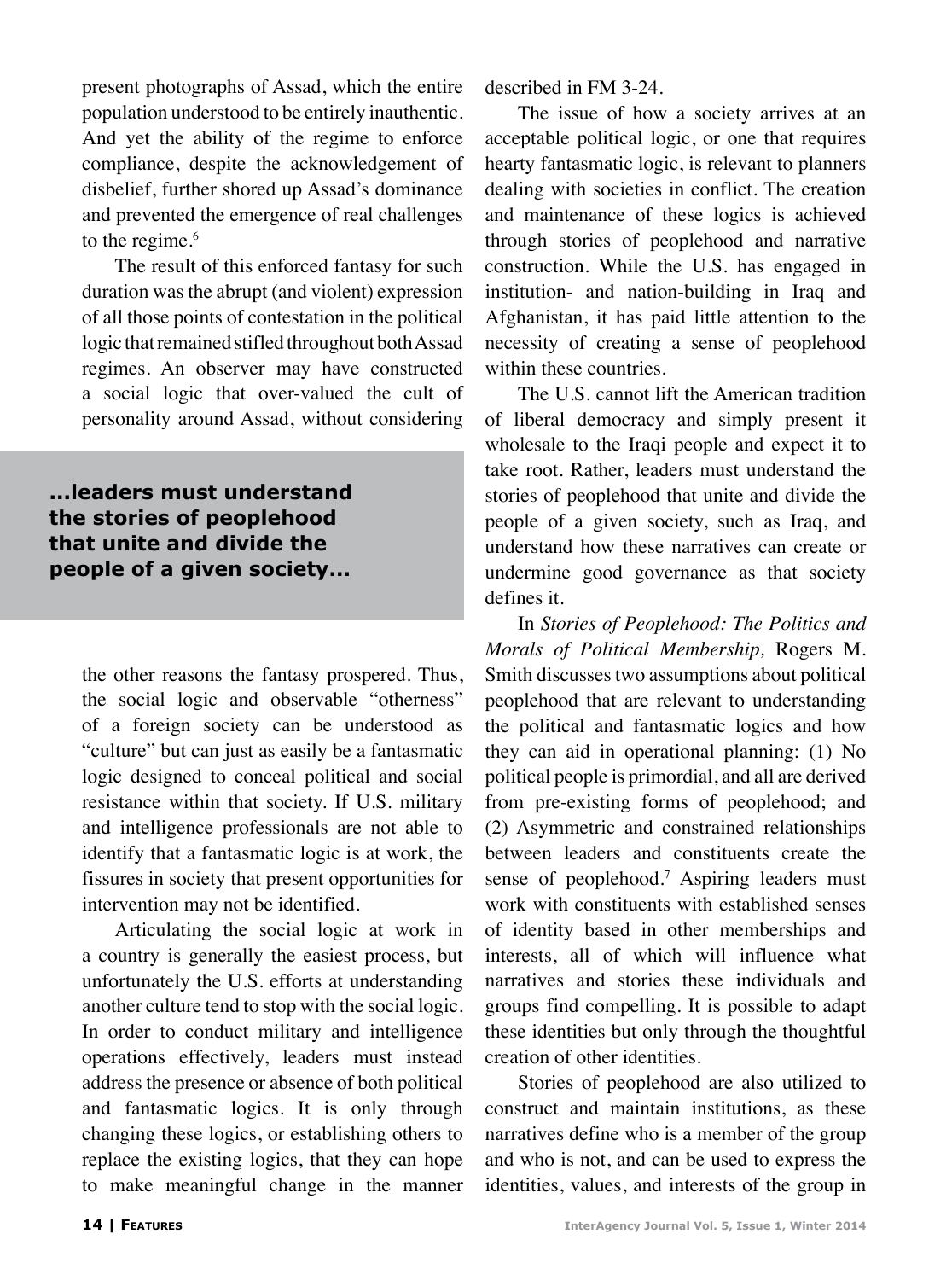present photographs of Assad, which the entire population understood to be entirely inauthentic. And yet the ability of the regime to enforce compliance, despite the acknowledgement of disbelief, further shored up Assad's dominance and prevented the emergence of real challenges to the regime.[6]

The result of this enforced fantasy for such duration was the abrupt (and violent) expression of all those points of contestation in the political logic that remained stifled throughout both Assad regimes. An observer may have constructed a social logic that over-valued the cult of personality around Assad, without considering the other reasons the fantasy prospered. Thus, the social logic and observable "otherness" of a foreign society can be understood as "culture" but can just as easily be a fantasmatic logic designed to conceal political and social resistance within that society. If U.S. military and intelligence professionals are not able to identify that a fantasmatic logic is at work, the fissures in society that present opportunities for intervention may not be identified.

> **...leaders must understand the stories of peoplehood that unite and divide the people of a given society...**

Articulating the social logic at work in a country is generally the easiest process, but unfortunately the U.S. efforts at understanding another culture tend to stop with the social logic. In order to conduct military and intelligence operations effectively, leaders must instead address the presence or absence of both political and fantasmatic logics. It is only through changing these logics, or establishing others to replace the existing logics, that they can hope to make meaningful change in the manner described in FM 3-24.

The issue of how a society arrives at an acceptable political logic, or one that requires hearty fantasmatic logic, is relevant to planners dealing with societies in conflict. The creation and maintenance of these logics is achieved through stories of peoplehood and narrative construction. While the U.S. has engaged in institution- and nation-building in Iraq and Afghanistan, it has paid little attention to the necessity of creating a sense of peoplehood within these countries.

The U.S. cannot lift the American tradition of liberal democracy and simply present it wholesale to the Iraqi people and expect it to take root. Rather, leaders must understand the stories of peoplehood that unite and divide the people of a given society, such as Iraq, and understand how these narratives can create or undermine good governance as that society defines it.

In *Stories of Peoplehood: The Politics and Morals of Political Membership,* Rogers M. Smith discusses two assumptions about political peoplehood that are relevant to understanding the political and fantasmatic logics and how they can aid in operational planning: (1) No political people is primordial, and all are derived from pre-existing forms of peoplehood; and (2) Asymmetric and constrained relationships between leaders and constituents create the sense of peoplehood.[7] Aspiring leaders must work with constituents with established senses of identity based in other memberships and interests, all of which will influence what narratives and stories these individuals and groups find compelling. It is possible to adapt these identities but only through the thoughtful creation of other identities.

Stories of peoplehood are also utilized to construct and maintain institutions, as these narratives define who is a member of the group and who is not, and can be used to express the identities, values, and interests of the group in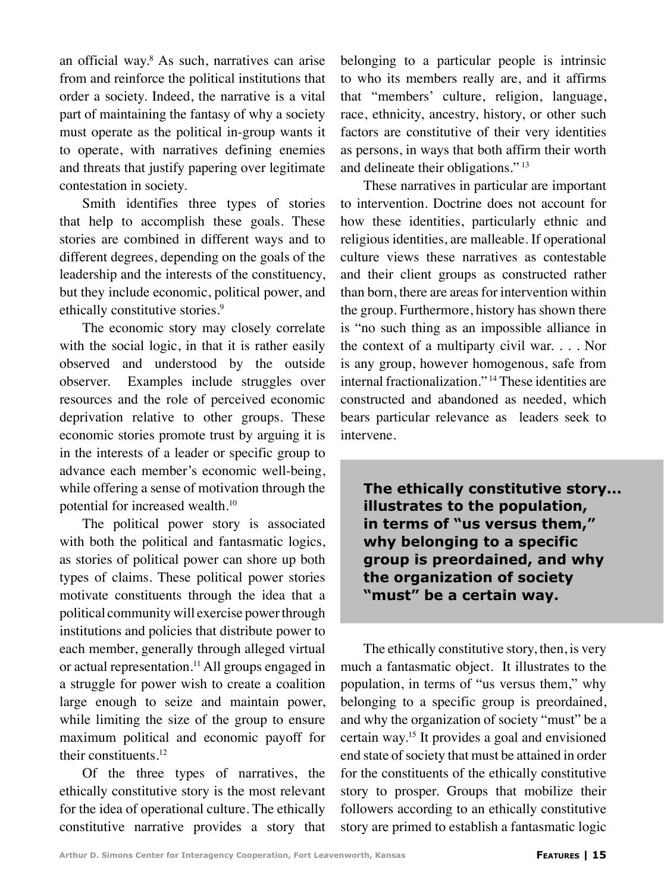an official way.[8] As such, narratives can arise from and reinforce the political institutions that order a society. Indeed, the narrative is a vital part of maintaining the fantasy of why a society must operate as the political in-group wants it to operate, with narratives defining enemies and threats that justify papering over legitimate contestation in society.

Smith identifies three types of stories that help to accomplish these goals. These stories are combined in different ways and to different degrees, depending on the goals of the leadership and the interests of the constituency, but they include economic, political power, and ethically constitutive stories.[9]

The economic story may closely correlate with the social logic, in that it is rather easily observed and understood by the outside observer. Examples include struggles over resources and the role of perceived economic deprivation relative to other groups. These economic stories promote trust by arguing it is in the interests of a leader or specific group to advance each member's economic well-being, while offering a sense of motivation through the potential for increased wealth.[10]

The political power story is associated with both the political and fantasmatic logics, as stories of political power can shore up both types of claims. These political power stories motivate constituents through the idea that a political community will exercise power through institutions and policies that distribute power to each member, generally through alleged virtual or actual representation.[11] All groups engaged in a struggle for power wish to create a coalition large enough to seize and maintain power, while limiting the size of the group to ensure maximum political and economic payoff for their constituents.[12]

Of the three types of narratives, the ethically constitutive story is the most relevant for the idea of operational culture. The ethically constitutive narrative provides a story that belonging to a particular people is intrinsic to who its members really are, and it affirms that "members' culture, religion, language, race, ethnicity, ancestry, history, or other such factors are constitutive of their very identities as persons, in ways that both affirm their worth and delineate their obligations."[13]

These narratives in particular are important to intervention. Doctrine does not account for how these identities, particularly ethnic and religious identities, are malleable. If operational culture views these narratives as contestable and their client groups as constructed rather than born, there are areas for intervention within the group. Furthermore, history has shown there is "no such thing as an impossible alliance in the context of a multiparty civil war. . . . Nor is any group, however homogenous, safe from internal fractionalization."[14] These identities are constructed and abandoned as needed, which bears particular relevance as leaders seek to intervene.

**The ethically constitutive story... illustrates to the population, in terms of "us versus them," why belonging to a specific group is preordained, and why the organization of society "must" be a certain way.**

The ethically constitutive story, then, is very much a fantasmatic object. It illustrates to the population, in terms of "us versus them," why belonging to a specific group is preordained, and why the organization of society "must" be a certain way.[15] It provides a goal and envisioned end state of society that must be attained in order for the constituents of the ethically constitutive story to prosper. Groups that mobilize their followers according to an ethically constitutive story are primed to establish a fantasmatic logic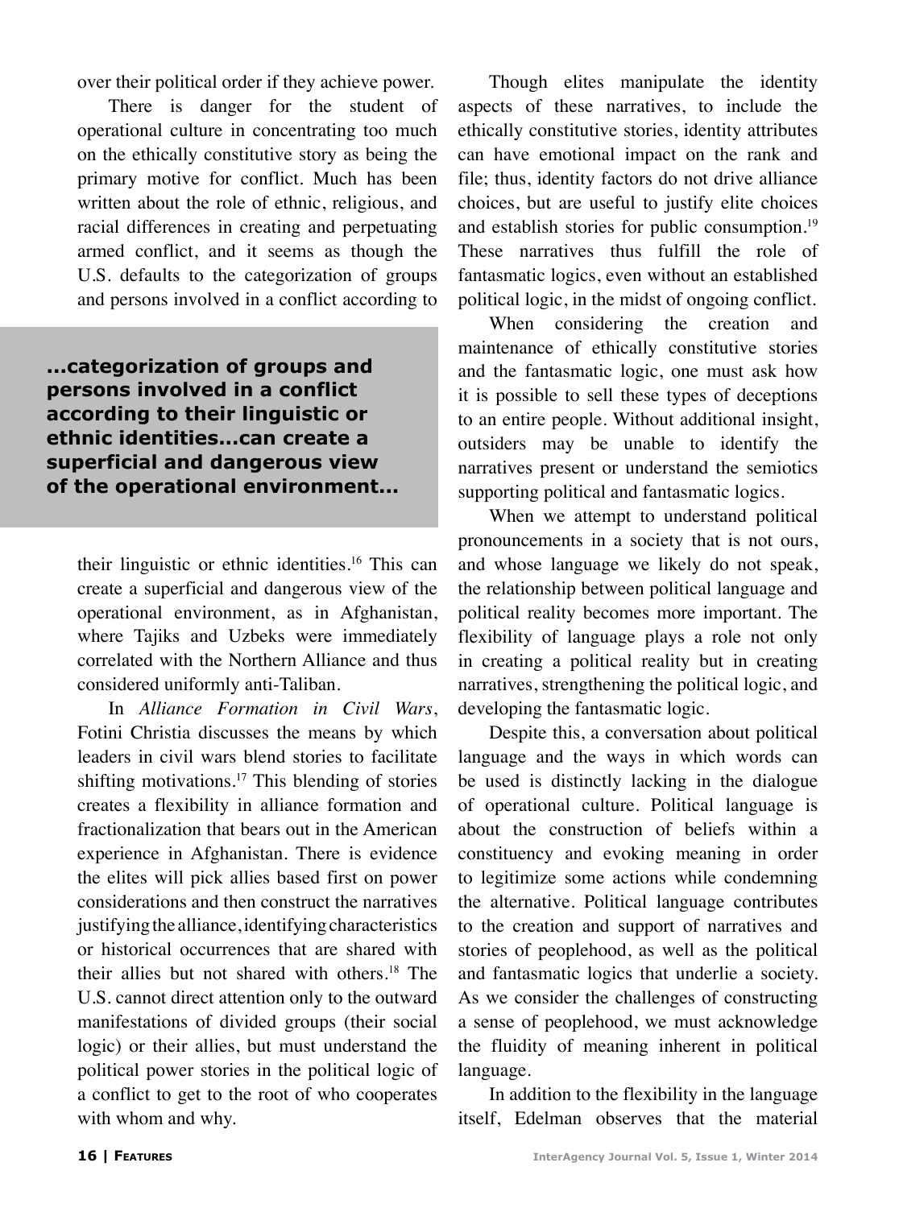over their political order if they achieve power.

There is danger for the student of operational culture in concentrating too much on the ethically constitutive story as being the primary motive for conflict. Much has been written about the role of ethnic, religious, and racial differences in creating and perpetuating armed conflict, and it seems as though the U.S. defaults to the categorization of groups and persons involved in a conflict according to their linguistic or ethnic identities.[16] This can create a superficial and dangerous view of the operational environment, as in Afghanistan, where Tajiks and Uzbeks were immediately correlated with the Northern Alliance and thus considered uniformly anti-Taliban.

**...categorization of groups and persons involved in a conflict according to their linguistic or ethnic identities...can create a superficial and dangerous view of the operational environment...**

In *Alliance Formation in Civil Wars*, Fotini Christia discusses the means by which leaders in civil wars blend stories to facilitate shifting motivations.[17] This blending of stories creates a flexibility in alliance formation and fractionalization that bears out in the American experience in Afghanistan. There is evidence the elites will pick allies based first on power considerations and then construct the narratives justifying the alliance, identifying characteristics or historical occurrences that are shared with their allies but not shared with others.[18] The U.S. cannot direct attention only to the outward manifestations of divided groups (their social logic) or their allies, but must understand the political power stories in the political logic of a conflict to get to the root of who cooperates with whom and why.

Though elites manipulate the identity aspects of these narratives, to include the ethically constitutive stories, identity attributes can have emotional impact on the rank and file; thus, identity factors do not drive alliance choices, but are useful to justify elite choices and establish stories for public consumption.[19] These narratives thus fulfill the role of fantasmatic logics, even without an established political logic, in the midst of ongoing conflict.

When considering the creation and maintenance of ethically constitutive stories and the fantasmatic logic, one must ask how it is possible to sell these types of deceptions to an entire people. Without additional insight, outsiders may be unable to identify the narratives present or understand the semiotics supporting political and fantasmatic logics.

When we attempt to understand political pronouncements in a society that is not ours, and whose language we likely do not speak, the relationship between political language and political reality becomes more important. The flexibility of language plays a role not only in creating a political reality but in creating narratives, strengthening the political logic, and developing the fantasmatic logic.

Despite this, a conversation about political language and the ways in which words can be used is distinctly lacking in the dialogue of operational culture. Political language is about the construction of beliefs within a constituency and evoking meaning in order to legitimize some actions while condemning the alternative. Political language contributes to the creation and support of narratives and stories of peoplehood, as well as the political and fantasmatic logics that underlie a society. As we consider the challenges of constructing a sense of peoplehood, we must acknowledge the fluidity of meaning inherent in political language.

In addition to the flexibility in the language itself, Edelman observes that the material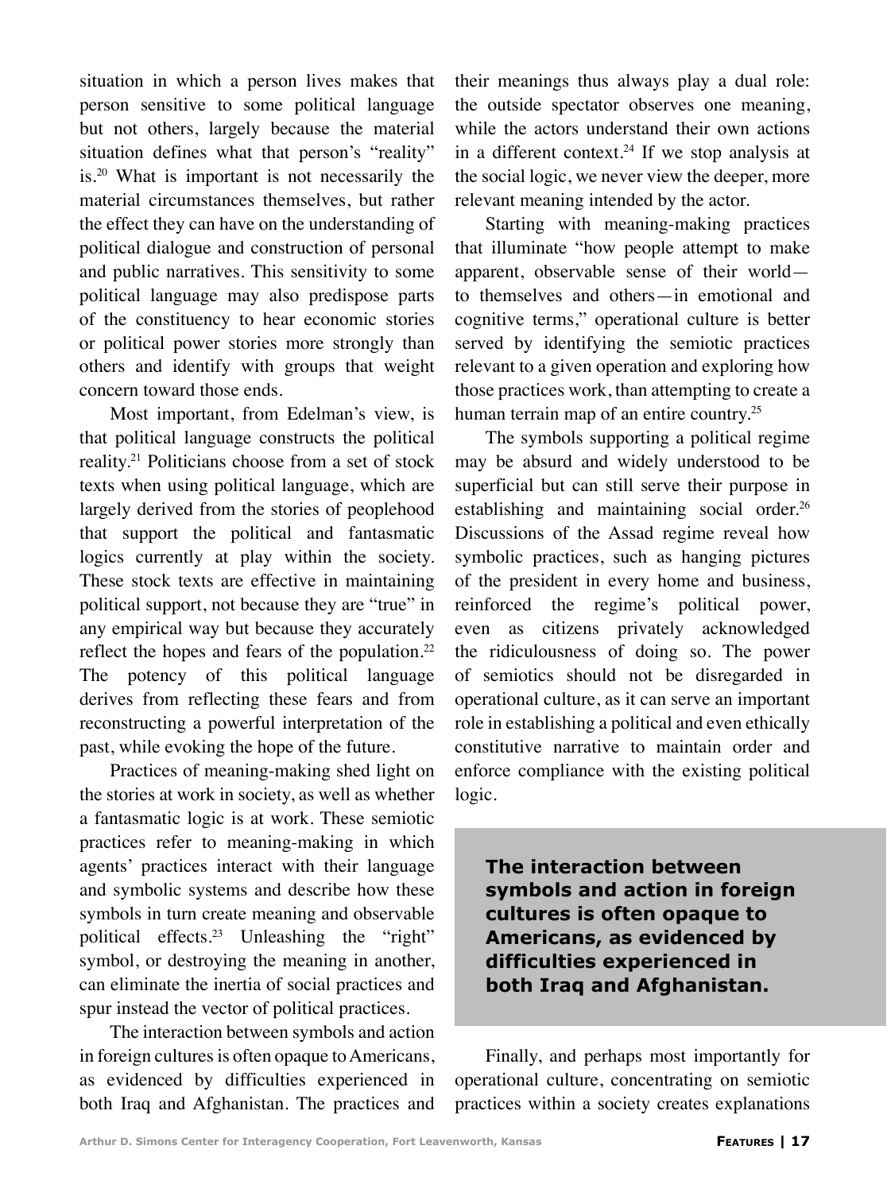situation in which a person lives makes that person sensitive to some political language but not others, largely because the material situation defines what that person's "reality" is.[20] What is important is not necessarily the material circumstances themselves, but rather the effect they can have on the understanding of political dialogue and construction of personal and public narratives. This sensitivity to some political language may also predispose parts of the constituency to hear economic stories or political power stories more strongly than others and identify with groups that weight concern toward those ends.

Most important, from Edelman's view, is that political language constructs the political reality.[21] Politicians choose from a set of stock texts when using political language, which are largely derived from the stories of peoplehood that support the political and fantasmatic logics currently at play within the society. These stock texts are effective in maintaining political support, not because they are "true" in any empirical way but because they accurately reflect the hopes and fears of the population.[22] The potency of this political language derives from reflecting these fears and from reconstructing a powerful interpretation of the past, while evoking the hope of the future.

Practices of meaning-making shed light on the stories at work in society, as well as whether a fantasmatic logic is at work. These semiotic practices refer to meaning-making in which agents' practices interact with their language and symbolic systems and describe how these symbols in turn create meaning and observable political effects.[23] Unleashing the "right" symbol, or destroying the meaning in another, can eliminate the inertia of social practices and spur instead the vector of political practices.

The interaction between symbols and action in foreign cultures is often opaque to Americans, as evidenced by difficulties experienced in both Iraq and Afghanistan. The practices and their meanings thus always play a dual role: the outside spectator observes one meaning, while the actors understand their own actions in a different context.[24] If we stop analysis at the social logic, we never view the deeper, more relevant meaning intended by the actor.

Starting with meaning-making practices that illuminate "how people attempt to make apparent, observable sense of their world—to themselves and others—in emotional and cognitive terms," operational culture is better served by identifying the semiotic practices relevant to a given operation and exploring how those practices work, than attempting to create a human terrain map of an entire country.[25]

The symbols supporting a political regime may be absurd and widely understood to be superficial but can still serve their purpose in establishing and maintaining social order.[26] Discussions of the Assad regime reveal how symbolic practices, such as hanging pictures of the president in every home and business, reinforced the regime's political power, even as citizens privately acknowledged the ridiculousness of doing so. The power of semiotics should not be disregarded in operational culture, as it can serve an important role in establishing a political and even ethically constitutive narrative to maintain order and enforce compliance with the existing political logic.

**The interaction between symbols and action in foreign cultures is often opaque to Americans, as evidenced by difficulties experienced in both Iraq and Afghanistan.**

Finally, and perhaps most importantly for operational culture, concentrating on semiotic practices within a society creates explanations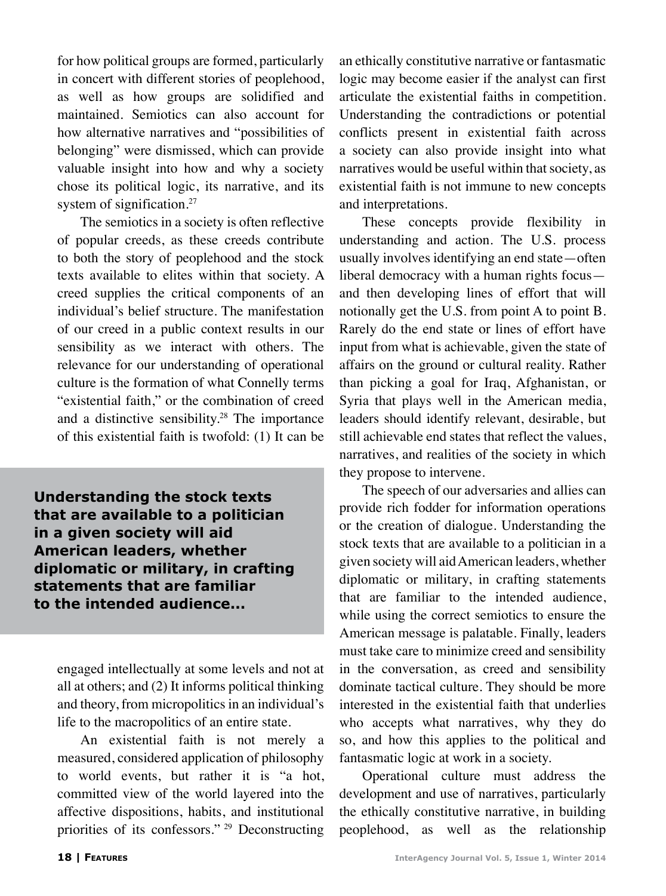for how political groups are formed, particularly in concert with different stories of peoplehood, as well as how groups are solidified and maintained. Semiotics can also account for how alternative narratives and "possibilities of belonging" were dismissed, which can provide valuable insight into how and why a society chose its political logic, its narrative, and its system of signification.[27]

The semiotics in a society is often reflective of popular creeds, as these creeds contribute to both the story of peoplehood and the stock texts available to elites within that society. A creed supplies the critical components of an individual's belief structure. The manifestation of our creed in a public context results in our sensibility as we interact with others. The relevance for our understanding of operational culture is the formation of what Connelly terms "existential faith," or the combination of creed and a distinctive sensibility.[28] The importance of this existential faith is twofold: (1) It can be engaged intellectually at some levels and not at all at others; and (2) It informs political thinking and theory, from micropolitics in an individual's life to the macropolitics of an entire state.

**Understanding the stock texts that are available to a politician in a given society will aid American leaders, whether diplomatic or military, in crafting statements that are familiar to the intended audience...**

An existential faith is not merely a measured, considered application of philosophy to world events, but rather it is "a hot, committed view of the world layered into the affective dispositions, habits, and institutional priorities of its confessors."[29] Deconstructing an ethically constitutive narrative or fantasmatic logic may become easier if the analyst can first articulate the existential faiths in competition. Understanding the contradictions or potential conflicts present in existential faith across a society can also provide insight into what narratives would be useful within that society, as existential faith is not immune to new concepts and interpretations.

These concepts provide flexibility in understanding and action. The U.S. process usually involves identifying an end state—often liberal democracy with a human rights focus—and then developing lines of effort that will notionally get the U.S. from point A to point B. Rarely do the end state or lines of effort have input from what is achievable, given the state of affairs on the ground or cultural reality. Rather than picking a goal for Iraq, Afghanistan, or Syria that plays well in the American media, leaders should identify relevant, desirable, but still achievable end states that reflect the values, narratives, and realities of the society in which they propose to intervene.

The speech of our adversaries and allies can provide rich fodder for information operations or the creation of dialogue. Understanding the stock texts that are available to a politician in a given society will aid American leaders, whether diplomatic or military, in crafting statements that are familiar to the intended audience, while using the correct semiotics to ensure the American message is palatable. Finally, leaders must take care to minimize creed and sensibility in the conversation, as creed and sensibility dominate tactical culture. They should be more interested in the existential faith that underlies who accepts what narratives, why they do so, and how this applies to the political and fantasmatic logic at work in a society.

Operational culture must address the development and use of narratives, particularly the ethically constitutive narrative, in building peoplehood, as well as the relationship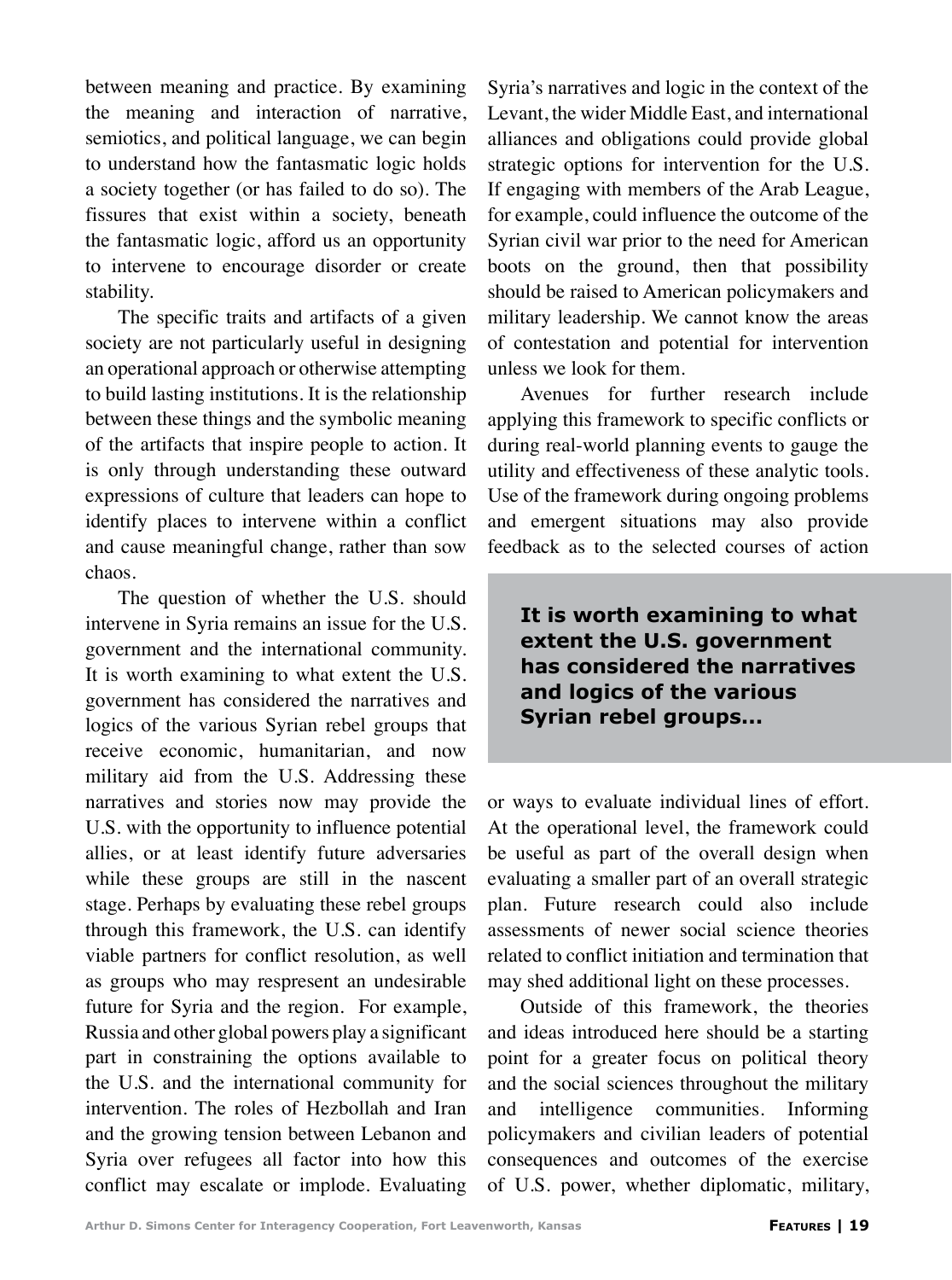between meaning and practice. By examining the meaning and interaction of narrative, semiotics, and political language, we can begin to understand how the fantasmatic logic holds a society together (or has failed to do so). The fissures that exist within a society, beneath the fantasmatic logic, afford us an opportunity to intervene to encourage disorder or create stability.

The specific traits and artifacts of a given society are not particularly useful in designing an operational approach or otherwise attempting to build lasting institutions. It is the relationship between these things and the symbolic meaning of the artifacts that inspire people to action. It is only through understanding these outward expressions of culture that leaders can hope to identify places to intervene within a conflict and cause meaningful change, rather than sow chaos.

The question of whether the U.S. should intervene in Syria remains an issue for the U.S. government and the international community. It is worth examining to what extent the U.S. government has considered the narratives and logics of the various Syrian rebel groups that receive economic, humanitarian, and now military aid from the U.S. Addressing these narratives and stories now may provide the U.S. with the opportunity to influence potential allies, or at least identify future adversaries while these groups are still in the nascent stage. Perhaps by evaluating these rebel groups through this framework, the U.S. can identify viable partners for conflict resolution, as well as groups who may respresent an undesirable future for Syria and the region. For example, Russia and other global powers play a significant part in constraining the options available to the U.S. and the international community for intervention. The roles of Hezbollah and Iran and the growing tension between Lebanon and Syria over refugees all factor into how this conflict may escalate or implode. Evaluating Syria's narratives and logic in the context of the Levant, the wider Middle East, and international alliances and obligations could provide global strategic options for intervention for the U.S. If engaging with members of the Arab League, for example, could influence the outcome of the Syrian civil war prior to the need for American boots on the ground, then that possibility should be raised to American policymakers and military leadership. We cannot know the areas of contestation and potential for intervention unless we look for them.

Avenues for further research include applying this framework to specific conflicts or during real-world planning events to gauge the utility and effectiveness of these analytic tools. Use of the framework during ongoing problems and emergent situations may also provide feedback as to the selected courses of action or ways to evaluate individual lines of effort. At the operational level, the framework could be useful as part of the overall design when evaluating a smaller part of an overall strategic plan. Future research could also include assessments of newer social science theories related to conflict initiation and termination that may shed additional light on these processes.

> **It is worth examining to what extent the U.S. government has considered the narratives and logics of the various Syrian rebel groups...**

Outside of this framework, the theories and ideas introduced here should be a starting point for a greater focus on political theory and the social sciences throughout the military and intelligence communities. Informing policymakers and civilian leaders of potential consequences and outcomes of the exercise of U.S. power, whether diplomatic, military,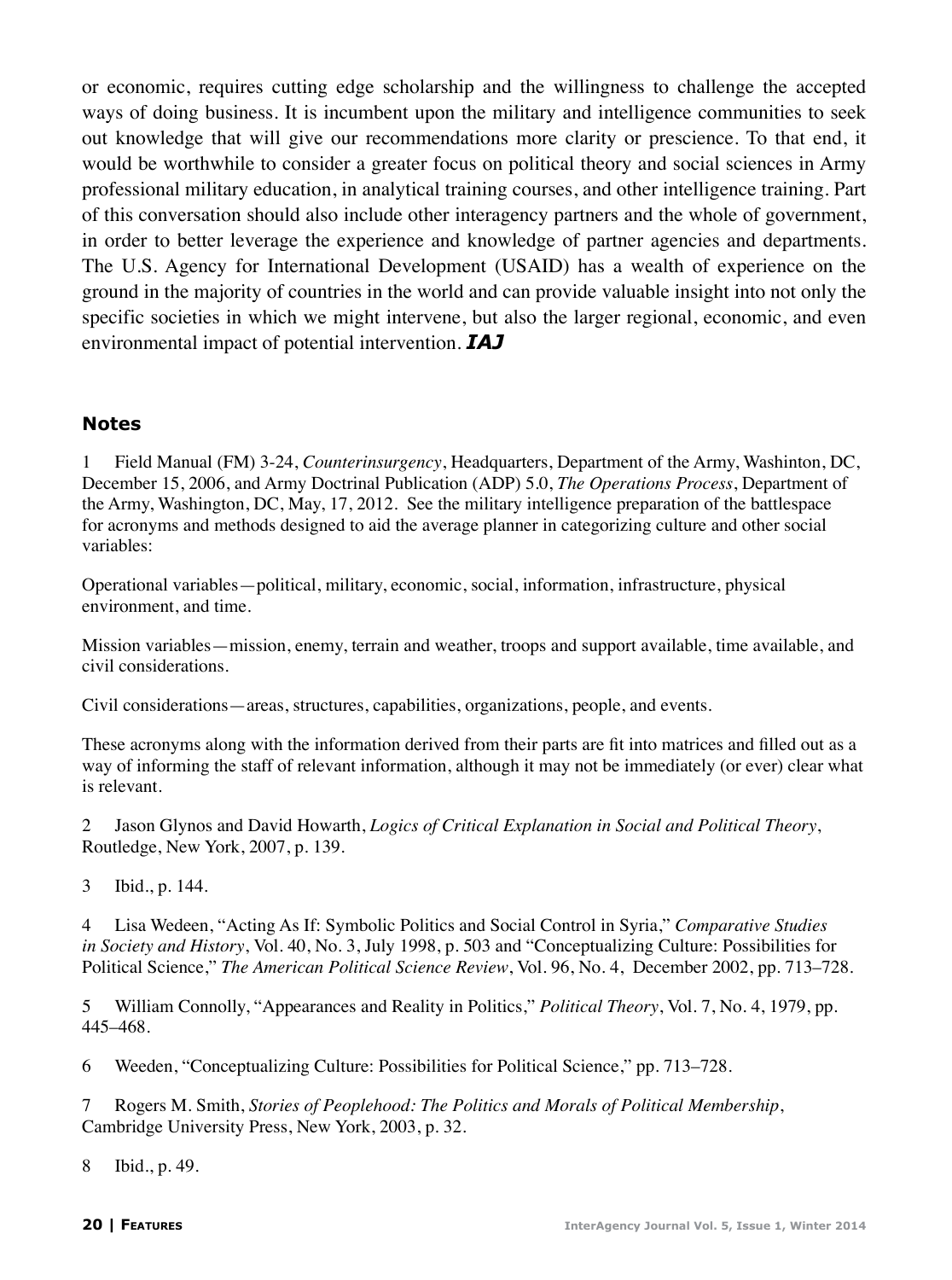or economic, requires cutting edge scholarship and the willingness to challenge the accepted ways of doing business. It is incumbent upon the military and intelligence communities to seek out knowledge that will give our recommendations more clarity or prescience. To that end, it would be worthwhile to consider a greater focus on political theory and social sciences in Army professional military education, in analytical training courses, and other intelligence training. Part of this conversation should also include other interagency partners and the whole of government, in order to better leverage the experience and knowledge of partner agencies and departments. The U.S. Agency for International Development (USAID) has a wealth of experience on the ground in the majority of countries in the world and can provide valuable insight into not only the specific societies in which we might intervene, but also the larger regional, economic, and even environmental impact of potential intervention. ***IAJ***

## Notes

1 Field Manual (FM) 3-24, *Counterinsurgency*, Headquarters, Department of the Army, Washinton, DC, December 15, 2006, and Army Doctrinal Publication (ADP) 5.0, *The Operations Process*, Department of the Army, Washington, DC, May, 17, 2012. See the military intelligence preparation of the battlespace for acronyms and methods designed to aid the average planner in categorizing culture and other social variables:

Operational variables—political, military, economic, social, information, infrastructure, physical environment, and time.

Mission variables—mission, enemy, terrain and weather, troops and support available, time available, and civil considerations.

Civil considerations—areas, structures, capabilities, organizations, people, and events.

These acronyms along with the information derived from their parts are fit into matrices and filled out as a way of informing the staff of relevant information, although it may not be immediately (or ever) clear what is relevant.

2 Jason Glynos and David Howarth, *Logics of Critical Explanation in Social and Political Theory*, Routledge, New York, 2007, p. 139.

3 Ibid., p. 144.

4 Lisa Wedeen, "Acting As If: Symbolic Politics and Social Control in Syria," *Comparative Studies in Society and History*, Vol. 40, No. 3, July 1998, p. 503 and "Conceptualizing Culture: Possibilities for Political Science," *The American Political Science Review*, Vol. 96, No. 4, December 2002, pp. 713–728.

5 William Connolly, "Appearances and Reality in Politics," *Political Theory*, Vol. 7, No. 4, 1979, pp. 445–468.

6 Weeden, "Conceptualizing Culture: Possibilities for Political Science," pp. 713–728.

7 Rogers M. Smith, *Stories of Peoplehood: The Politics and Morals of Political Membership*, Cambridge University Press, New York, 2003, p. 32.

8 Ibid., p. 49.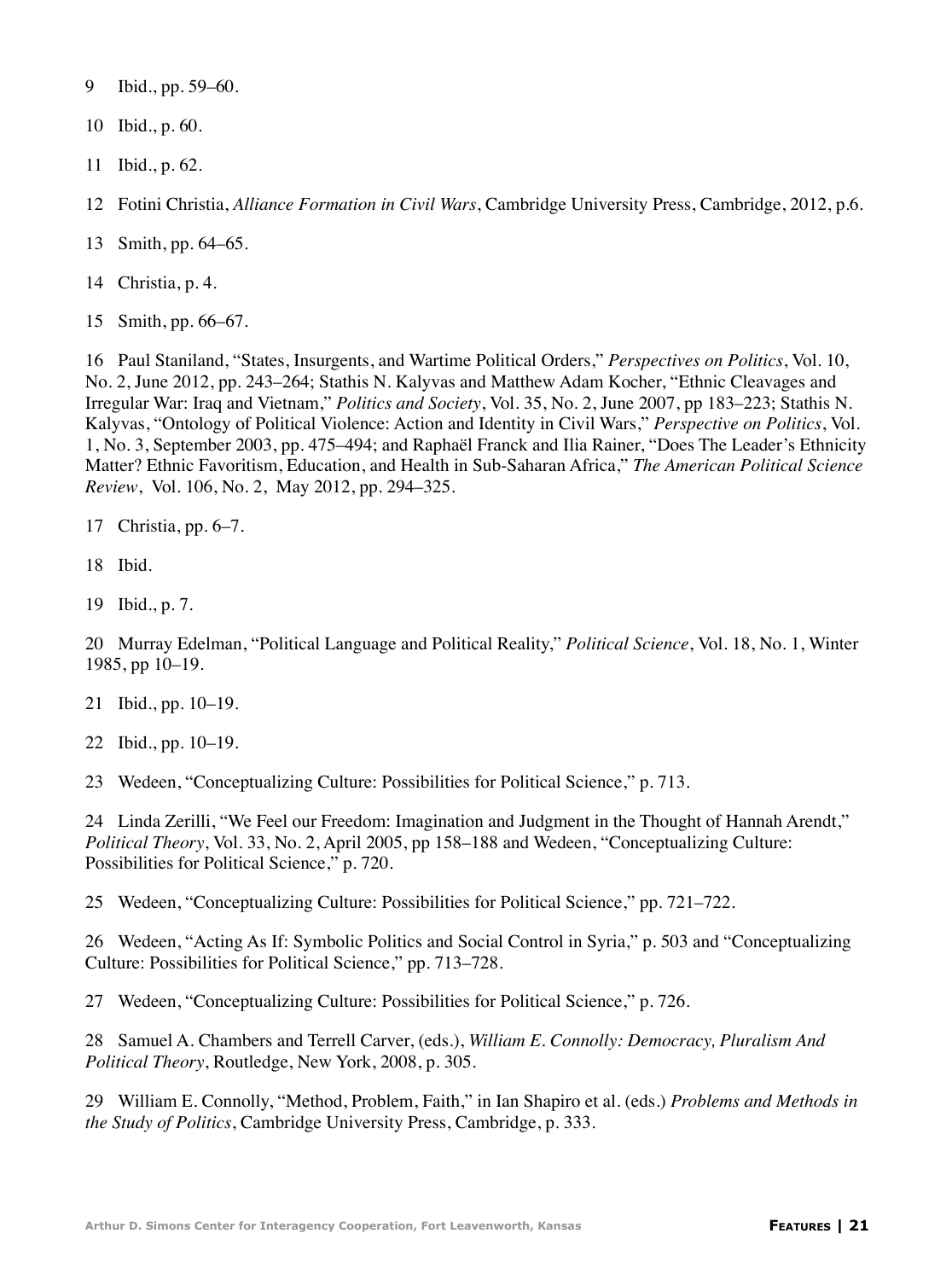9 Ibid., pp. 59–60.

10 Ibid., p. 60.

11 Ibid., p. 62.

12 Fotini Christia, *Alliance Formation in Civil Wars*, Cambridge University Press, Cambridge, 2012, p.6.

13 Smith, pp. 64–65.

14 Christia, p. 4.

15 Smith, pp. 66–67.

16 Paul Staniland, "States, Insurgents, and Wartime Political Orders," *Perspectives on Politics*, Vol. 10, No. 2, June 2012, pp. 243–264; Stathis N. Kalyvas and Matthew Adam Kocher, "Ethnic Cleavages and Irregular War: Iraq and Vietnam," *Politics and Society*, Vol. 35, No. 2, June 2007, pp 183–223; Stathis N. Kalyvas, "Ontology of Political Violence: Action and Identity in Civil Wars," *Perspective on Politics*, Vol. 1, No. 3, September 2003, pp. 475–494; and Raphaël Franck and Ilia Rainer, "Does The Leader's Ethnicity Matter? Ethnic Favoritism, Education, and Health in Sub-Saharan Africa," *The American Political Science Review*, Vol. 106, No. 2, May 2012, pp. 294–325.

17 Christia, pp. 6–7.

18 Ibid.

19 Ibid., p. 7.

20 Murray Edelman, "Political Language and Political Reality," *Political Science*, Vol. 18, No. 1, Winter 1985, pp 10–19.

21 Ibid., pp. 10–19.

22 Ibid., pp. 10–19.

23 Wedeen, "Conceptualizing Culture: Possibilities for Political Science," p. 713.

24 Linda Zerilli, "We Feel our Freedom: Imagination and Judgment in the Thought of Hannah Arendt," *Political Theory*, Vol. 33, No. 2, April 2005, pp 158–188 and Wedeen, "Conceptualizing Culture: Possibilities for Political Science," p. 720.

25 Wedeen, "Conceptualizing Culture: Possibilities for Political Science," pp. 721–722.

26 Wedeen, "Acting As If: Symbolic Politics and Social Control in Syria," p. 503 and "Conceptualizing Culture: Possibilities for Political Science," pp. 713–728.

27 Wedeen, "Conceptualizing Culture: Possibilities for Political Science," p. 726.

28 Samuel A. Chambers and Terrell Carver, (eds.), *William E. Connolly: Democracy, Pluralism And Political Theory*, Routledge, New York, 2008, p. 305.

29 William E. Connolly, "Method, Problem, Faith," in Ian Shapiro et al. (eds.) *Problems and Methods in the Study of Politics*, Cambridge University Press, Cambridge, p. 333.